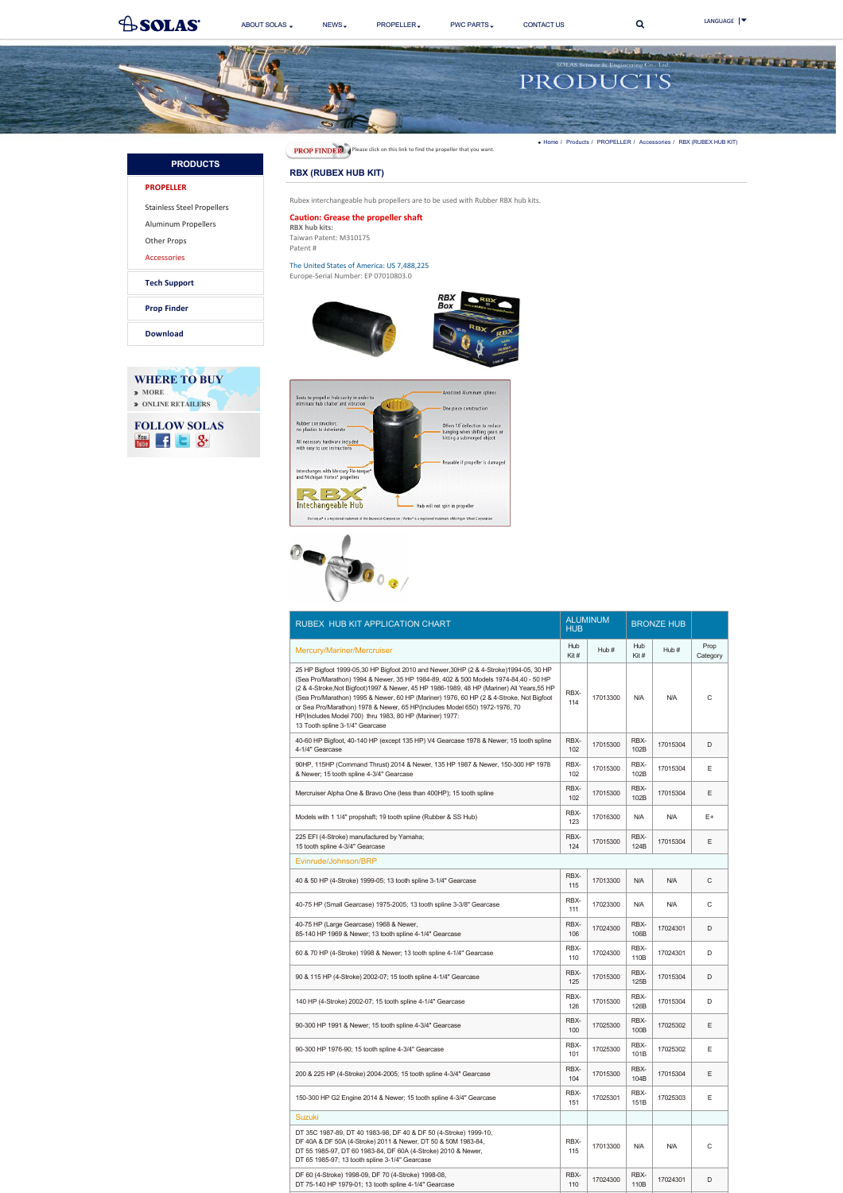SOLAS | ABOUT SOLAS | NEWS | PROPELLER | PWC PARTS | CONTACT US | LANGUAGE

SOLAS Science & Engineering Co., Ltd

# PRODUCTS

Home / Products / PROPELLER / Accessories / RBX (RUBEX HUB KIT)

**PRODUCTS**

- **PROPELLER**
  - Stainless Steel Propellers
  - Aluminum Propellers
  - Other Props
  - Accessories
- **Tech Support**
- **Prop Finder**
- **Download**

**WHERE TO BUY**
- MORE
- ONLINE RETAILERS

**FOLLOW SOLAS**

PROP FINDER Please click on this link to find the propeller that you want.

## RBX (RUBEX HUB KIT)

Rubex interchangeable hub propellers are to be used with Rubber RBX hub kits.

**Caution: Grease the propeller shaft**

**RBX hub kits:**

Taiwan Patent: M310175

Patent #

The United States of America: US 7,488,225

Europe-Serial Number: EP 07010803.0

| RUBEX HUB KIT APPLICATION CHART | ALUMINUM HUB | | BRONZE HUB | | |
|---|---|---|---|---|---|
| Mercury/Mariner/Mercruiser | Hub Kit # | Hub # | Hub Kit # | Hub # | Prop Category |
| 25 HP Bigfoot 1999-05,30 HP Bigfoot 2010 and Newer,30HP (2 & 4-Stroke)1994-05, 30 HP (Sea Pro/Marathon) 1994 & Newer, 35 HP 1984-89, 402 & 500 Models 1974-84,40 - 50 HP (2 & 4-Stroke,Not Bigfoot)1997 & Newer, 45 HP 1986-1989, 48 HP (Mariner) All Years,55 HP (Sea Pro/Marathon) 1995 & Newer, 60 HP (Mariner) 1976, 60 HP (2 & 4-Stroke, Not Bigfoot or Sea Pro/Marathon) 1978 & Newer, 65 HP(Includes Model 650) 1972-1976, 70 HP(Includes Model 700) thru 1983, 80 HP (Mariner) 1977: 13 Tooth spline 3-1/4" Gearcase | RBX-114 | 17013300 | N/A | N/A | C |
| 40-60 HP Bigfoot, 40-140 HP (except 135 HP) V4 Gearcase 1978 & Newer; 15 tooth spline 4-1/4" Gearcase | RBX-102 | 17015300 | RBX-102B | 17015304 | D |
| 90HP, 115HP (Command Thrust) 2014 & Newer, 135 HP 1987 & Newer, 150-300 HP 1978 & Newer; 15 tooth spline 4-3/4" Gearcase | RBX-102 | 17015300 | RBX-102B | 17015304 | E |
| Mercruiser Alpha One & Bravo One (less than 400HP); 15 tooth spline | RBX-102 | 17015300 | RBX-102B | 17015304 | E |
| Models with 1 1/4" propshaft; 19 tooth spline (Rubber & SS Hub) | RBX-123 | 17016300 | N/A | N/A | E+ |
| 225 EFI (4-Stroke) manufactured by Yamaha; 15 tooth spline 4-3/4" Gearcase | RBX-124 | 17015300 | RBX-124B | 17015304 | E |
| Evinrude/Johnson/BRP | | | | | |
| 40 & 50 HP (4-Stroke) 1999-05; 13 tooth spline 3-1/4" Gearcase | RBX-115 | 17013300 | N/A | N/A | C |
| 40-75 HP (Small Gearcase) 1975-2005; 13 tooth spline 3-3/8" Gearcase | RBX-111 | 17023300 | N/A | N/A | C |
| 40-75 HP (Large Gearcase) 1968 & Newer, 85-140 HP 1969 & Newer; 13 tooth spline 4-1/4" Gearcase | RBX-106 | 17024300 | RBX-106B | 17024301 | D |
| 60 & 70 HP (4-Stroke) 1998 & Newer; 13 tooth spline 4-1/4" Gearcase | RBX-110 | 17024300 | RBX-110B | 17024301 | D |
| 90 & 115 HP (4-Stroke) 2002-07; 15 tooth spline 4-1/4" Gearcase | RBX-125 | 17015300 | RBX-125B | 17015304 | D |
| 140 HP (4-Stroke) 2002-07; 15 tooth spline 4-1/4" Gearcase | RBX-126 | 17015300 | RBX-126B | 17015304 | D |
| 90-300 HP 1991 & Newer; 15 tooth spline 4-3/4" Gearcase | RBX-100 | 17025300 | RBX-100B | 17025302 | E |
| 90-300 HP 1976-90; 15 tooth spline 4-3/4" Gearcase | RBX-101 | 17025300 | RBX-101B | 17025302 | E |
| 200 & 225 HP (4-Stroke) 2004-2005; 15 tooth spline 4-3/4" Gearcase | RBX-104 | 17015300 | RBX-104B | 17015304 | E |
| 150-300 HP G2 Engine 2014 & Newer; 15 tooth spline 4-3/4" Gearcase | RBX-151 | 17025301 | RBX-151B | 17025303 | E |
| Suzuki | | | | | |
| DT 35C 1987-89, DT 40 1983-98, DF 40 & DF 50 (4-Stroke) 1999-10, DF 40A & DF 50A (4-Stroke) 2011 & Newer, DT 50 & 50M 1983-84, DT 55 1985-97, DT 60 1983-84, DF 60A (4-Stroke) 2010 & Newer, DT 65 1985-97; 13 tooth spline 3-1/4" Gearcase | RBX-115 | 17013300 | N/A | N/A | C |
| DF 60 (4-Stroke) 1998-09, DF 70 (4-Stroke) 1998-08, DT 75-140 HP 1979-01; 13 tooth spline 4-1/4" Gearcase | RBX-110 | 17024300 | RBX-110B | 17024301 | D |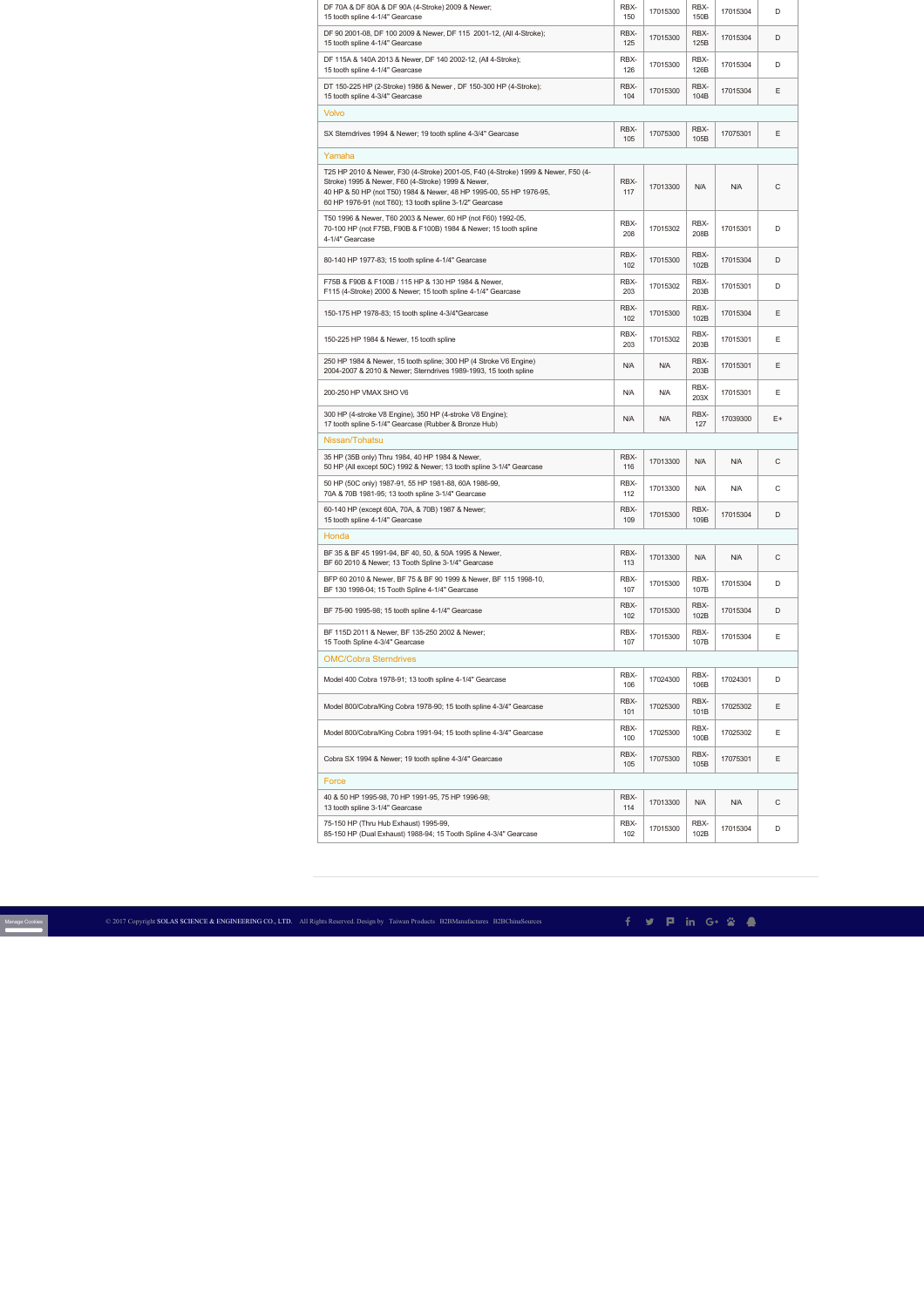| | | | | | |
|---|---|---|---|---|---|
| DF 70A & DF 80A & DF 90A (4-Stroke) 2009 & Newer; 15 tooth spline 4-1/4" Gearcase | RBX-150 | 17015300 | RBX-150B | 17015304 | D |
| DF 90 2001-08, DF 100 2009 & Newer, DF 115 2001-12, (All 4-Stroke); 15 tooth spline 4-1/4" Gearcase | RBX-125 | 17015300 | RBX-125B | 17015304 | D |
| DF 115A & 140A 2013 & Newer, DF 140 2002-12, (All 4-Stroke); 15 tooth spline 4-1/4" Gearcase | RBX-126 | 17015300 | RBX-126B | 17015304 | D |
| DT 150-225 HP (2-Stroke) 1986 & Newer , DF 150-300 HP (4-Stroke); 15 tooth spline 4-3/4" Gearcase | RBX-104 | 17015300 | RBX-104B | 17015304 | E |
| Volvo | | | | | |
| SX Sterndrives 1994 & Newer; 19 tooth spline 4-3/4" Gearcase | RBX-105 | 17075300 | RBX-105B | 17075301 | E |
| Yamaha | | | | | |
| T25 HP 2010 & Newer, F30 (4-Stroke) 2001-05, F40 (4-Stroke) 1999 & Newer, F50 (4-Stroke) 1995 & Newer, F60 (4-Stroke) 1999 & Newer, 40 HP & 50 HP (not T50) 1984 & Newer, 48 HP 1995-00, 55 HP 1976-95, 60 HP 1976-91 (not T60); 13 tooth spline 3-1/2" Gearcase | RBX-117 | 17013300 | N/A | N/A | C |
| T50 1996 & Newer, T60 2003 & Newer, 60 HP (not F60) 1992-05, 70-100 HP (not F75B, F90B & F100B) 1984 & Newer; 15 tooth spline 4-1/4" Gearcase | RBX-208 | 17015302 | RBX-208B | 17015301 | D |
| 80-140 HP 1977-83; 15 tooth spline 4-1/4" Gearcase | RBX-102 | 17015300 | RBX-102B | 17015304 | D |
| F75B & F90B & F100B / 115 HP & 130 HP 1984 & Newer, F115 (4-Stroke) 2000 & Newer; 15 tooth spline 4-1/4" Gearcase | RBX-203 | 17015302 | RBX-203B | 17015301 | D |
| 150-175 HP 1978-83; 15 tooth spline 4-3/4"Gearcase | RBX-102 | 17015300 | RBX-102B | 17015304 | E |
| 150-225 HP 1984 & Newer, 15 tooth spline | RBX-203 | 17015302 | RBX-203B | 17015301 | E |
| 250 HP 1984 & Newer, 15 tooth spline; 300 HP (4 Stroke V6 Engine) 2004-2007 & 2010 & Newer; Sterndrives 1989-1993, 15 tooth spline | N/A | N/A | RBX-203B | 17015301 | E |
| 200-250 HP VMAX SHO V6 | N/A | N/A | RBX-203X | 17015301 | E |
| 300 HP (4-stroke V8 Engine), 350 HP (4-stroke V8 Engine); 17 tooth spline 5-1/4" Gearcase (Rubber & Bronze Hub) | N/A | N/A | RBX-127 | 17039300 | E+ |
| Nissan/Tohatsu | | | | | |
| 35 HP (35B only) Thru 1984, 40 HP 1984 & Newer, 50 HP (All except 50C) 1992 & Newer; 13 tooth spline 3-1/4" Gearcase | RBX-116 | 17013300 | N/A | N/A | C |
| 50 HP (50C only) 1987-91, 55 HP 1981-88, 60A 1986-99, 70A & 70B 1981-95; 13 tooth spline 3-1/4" Gearcase | RBX-112 | 17013300 | N/A | N/A | C |
| 60-140 HP (except 60A, 70A, & 70B) 1987 & Newer; 15 tooth spline 4-1/4" Gearcase | RBX-109 | 17015300 | RBX-109B | 17015304 | D |
| Honda | | | | | |
| BF 35 & BF 45 1991-94, BF 40, 50, & 50A 1995 & Newer, BF 60 2010 & Newer; 13 Tooth Spline 3-1/4" Gearcase | RBX-113 | 17013300 | N/A | N/A | C |
| BFP 60 2010 & Newer, BF 75 & BF 90 1999 & Newer, BF 115 1998-10, BF 130 1998-04; 15 Tooth Spline 4-1/4" Gearcase | RBX-107 | 17015300 | RBX-107B | 17015304 | D |
| BF 75-90 1995-98; 15 tooth spline 4-1/4" Gearcase | RBX-102 | 17015300 | RBX-102B | 17015304 | D |
| BF 115D 2011 & Newer, BF 135-250 2002 & Newer; 15 Tooth Spline 4-3/4" Gearcase | RBX-107 | 17015300 | RBX-107B | 17015304 | E |
| OMC/Cobra Sterndrives | | | | | |
| Model 400 Cobra 1978-91; 13 tooth spline 4-1/4" Gearcase | RBX-106 | 17024300 | RBX-106B | 17024301 | D |
| Model 800/Cobra/King Cobra 1978-90; 15 tooth spline 4-3/4" Gearcase | RBX-101 | 17025300 | RBX-101B | 17025302 | E |
| Model 800/Cobra/King Cobra 1991-94; 15 tooth spline 4-3/4" Gearcase | RBX-100 | 17025300 | RBX-100B | 17025302 | E |
| Cobra SX 1994 & Newer; 19 tooth spline 4-3/4" Gearcase | RBX-105 | 17075300 | RBX-105B | 17075301 | E |
| Force | | | | | |
| 40 & 50 HP 1995-98, 70 HP 1991-95, 75 HP 1996-98; 13 tooth spline 3-1/4" Gearcase | RBX-114 | 17013300 | N/A | N/A | C |
| 75-150 HP (Thru Hub Exhaust) 1995-99, 85-150 HP (Dual Exhaust) 1988-94; 15 Tooth Spline 4-3/4" Gearcase | RBX-102 | 17015300 | RBX-102B | 17015304 | D |

© 2017 Copyright SOLAS SCIENCE & ENGINEERING CO., LTD. All Rights Reserved. Design by Taiwan Products B2BManufactures B2BChinaSources